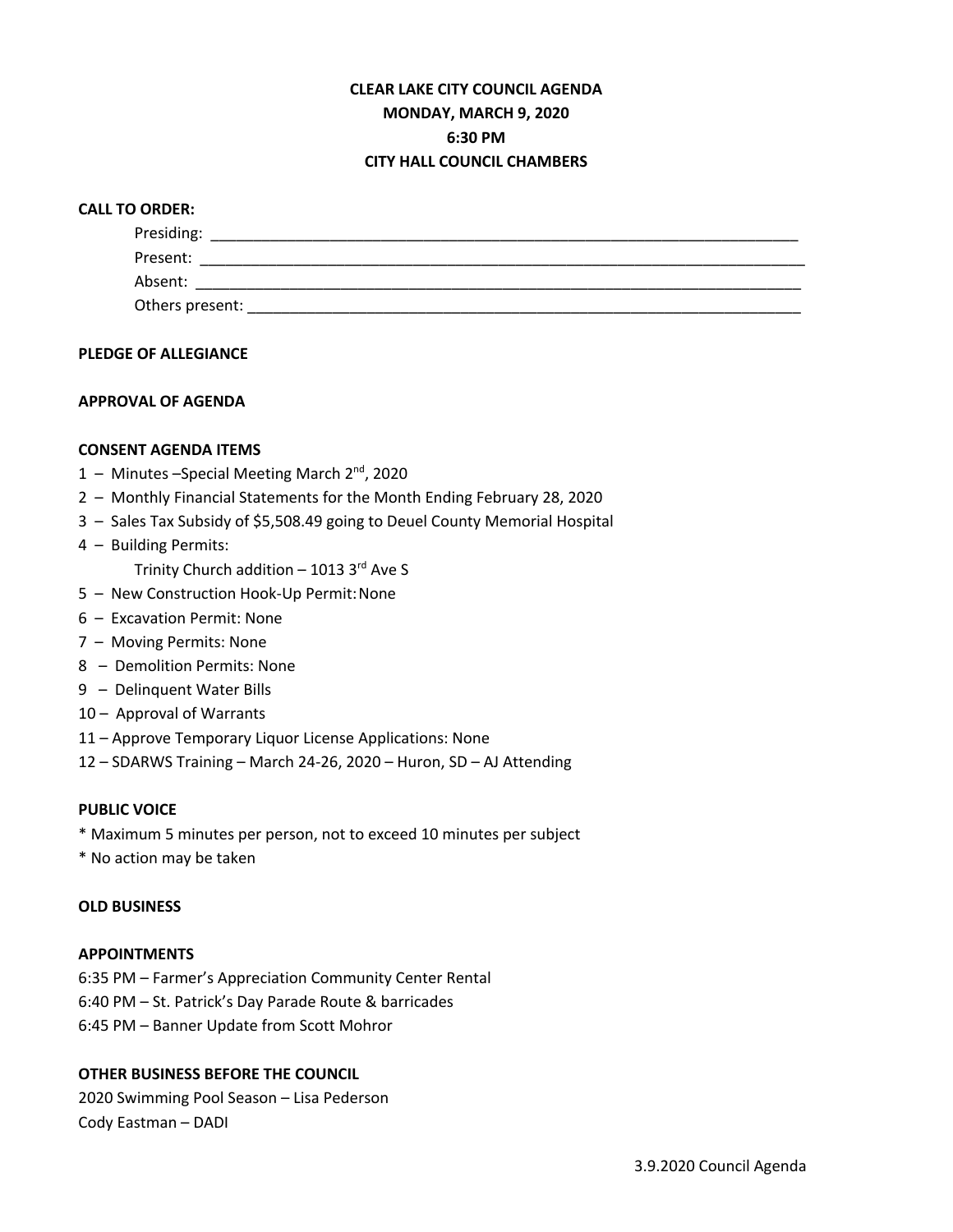**CLEAR LAKE CITY COUNCIL AGENDA**
**MONDAY, MARCH 9, 2020**
**6:30 PM**
**CITY HALL COUNCIL CHAMBERS**

**CALL TO ORDER:**

Presiding: ________________________________________________________________________

Present: __________________________________________________________________________

Absent: __________________________________________________________________________

Others present: ____________________________________________________________________

**PLEDGE OF ALLEGIANCE**

**APPROVAL OF AGENDA**

**CONSENT AGENDA ITEMS**

1 – Minutes –Special Meeting March 2nd, 2020
2 – Monthly Financial Statements for the Month Ending February 28, 2020
3 – Sales Tax Subsidy of $5,508.49 going to Deuel County Memorial Hospital
4 – Building Permits:
  Trinity Church addition – 1013 3rd Ave S
5 – New Construction Hook-Up Permit: None
6 – Excavation Permit: None
7 – Moving Permits: None
8 – Demolition Permits: None
9 – Delinquent Water Bills
10 – Approval of Warrants
11 – Approve Temporary Liquor License Applications: None
12 – SDARWS Training – March 24-26, 2020 – Huron, SD – AJ Attending

**PUBLIC VOICE**

* Maximum 5 minutes per person, not to exceed 10 minutes per subject
* No action may be taken

**OLD BUSINESS**

**APPOINTMENTS**

6:35 PM – Farmer's Appreciation Community Center Rental
6:40 PM – St. Patrick's Day Parade Route & barricades
6:45 PM – Banner Update from Scott Mohror

**OTHER BUSINESS BEFORE THE COUNCIL**

2020 Swimming Pool Season – Lisa Pederson
Cody Eastman – DADI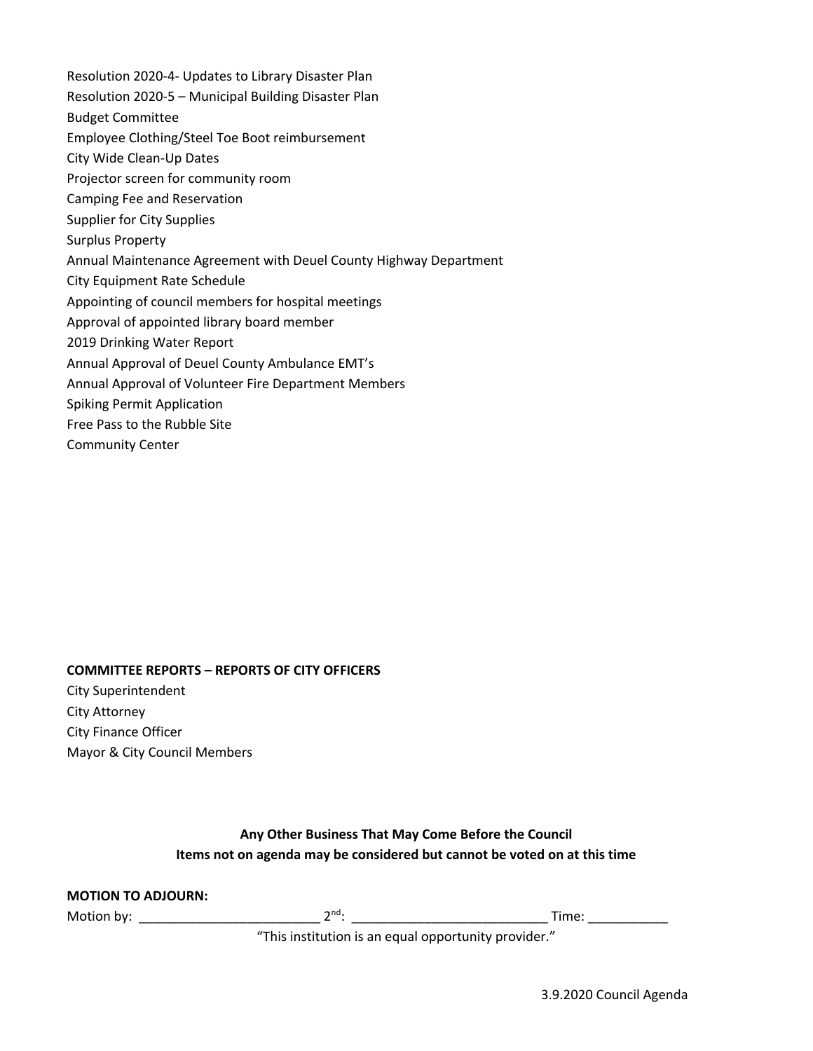Resolution 2020-4- Updates to Library Disaster Plan
Resolution 2020-5 – Municipal Building Disaster Plan
Budget Committee
Employee Clothing/Steel Toe Boot reimbursement
City Wide Clean-Up Dates
Projector screen for community room
Camping Fee and Reservation
Supplier for City Supplies
Surplus Property
Annual Maintenance Agreement with Deuel County Highway Department
City Equipment Rate Schedule
Appointing of council members for hospital meetings
Approval of appointed library board member
2019 Drinking Water Report
Annual Approval of Deuel County Ambulance EMT's
Annual Approval of Volunteer Fire Department Members
Spiking Permit Application
Free Pass to the Rubble Site
Community Center

**COMMITTEE REPORTS – REPORTS OF CITY OFFICERS**

City Superintendent
City Attorney
City Finance Officer
Mayor & City Council Members

**Any Other Business That May Come Before the Council**
**Items not on agenda may be considered but cannot be voted on at this time**

**MOTION TO ADJOURN:**

Motion by: _________________________ 2nd: ___________________________ Time: ___________

"This institution is an equal opportunity provider."

3.9.2020 Council Agenda